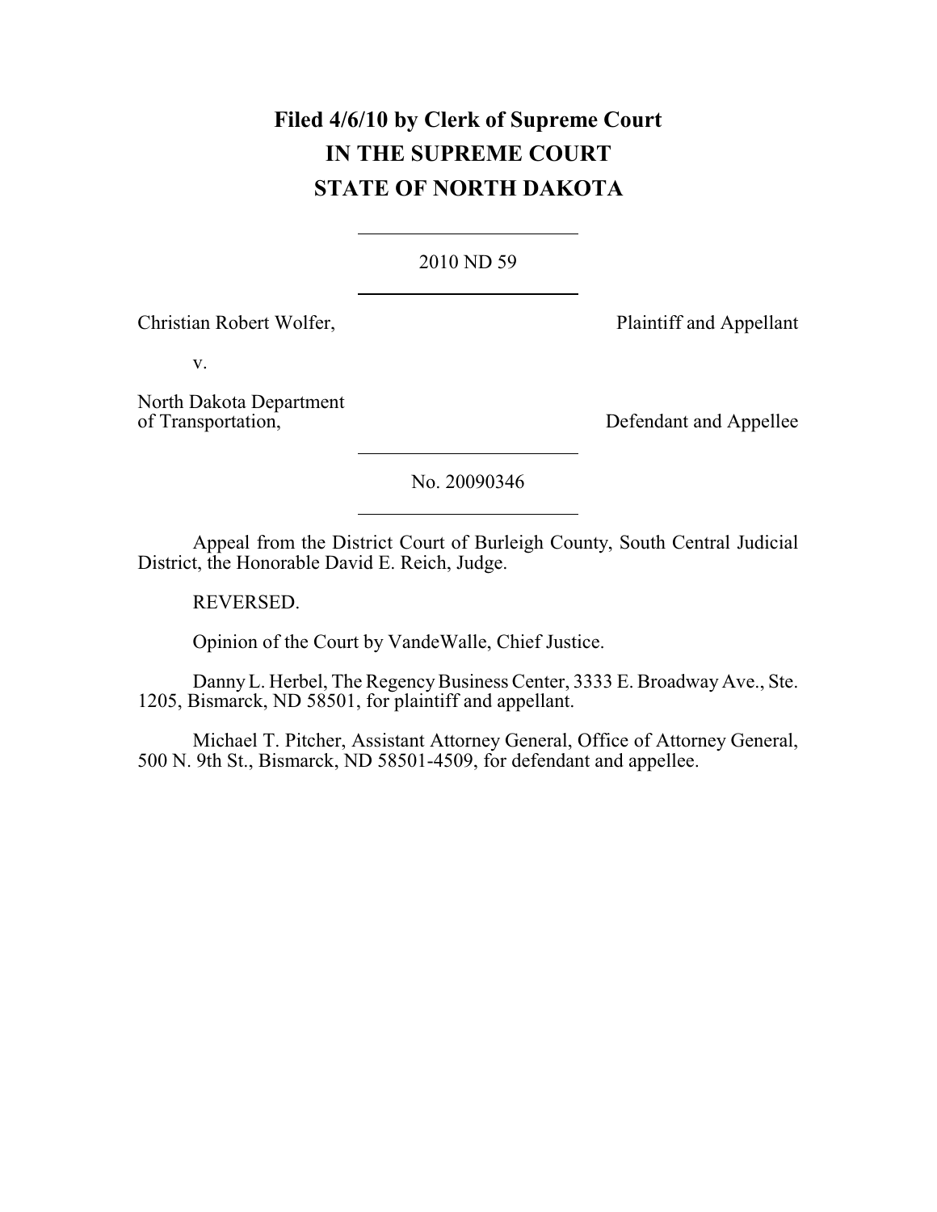**Filed 4/6/10 by Clerk of Supreme Court**
**IN THE SUPREME COURT**
**STATE OF NORTH DAKOTA**

---

2010 ND 59

---

Christian Robert Wolfer, Plaintiff and Appellant

v.

North Dakota Department of Transportation, Defendant and Appellee

---

No. 20090346

---

Appeal from the District Court of Burleigh County, South Central Judicial District, the Honorable David E. Reich, Judge.

REVERSED.

Opinion of the Court by VandeWalle, Chief Justice.

Danny L. Herbel, The Regency Business Center, 3333 E. Broadway Ave., Ste. 1205, Bismarck, ND 58501, for plaintiff and appellant.

Michael T. Pitcher, Assistant Attorney General, Office of Attorney General, 500 N. 9th St., Bismarck, ND 58501-4509, for defendant and appellee.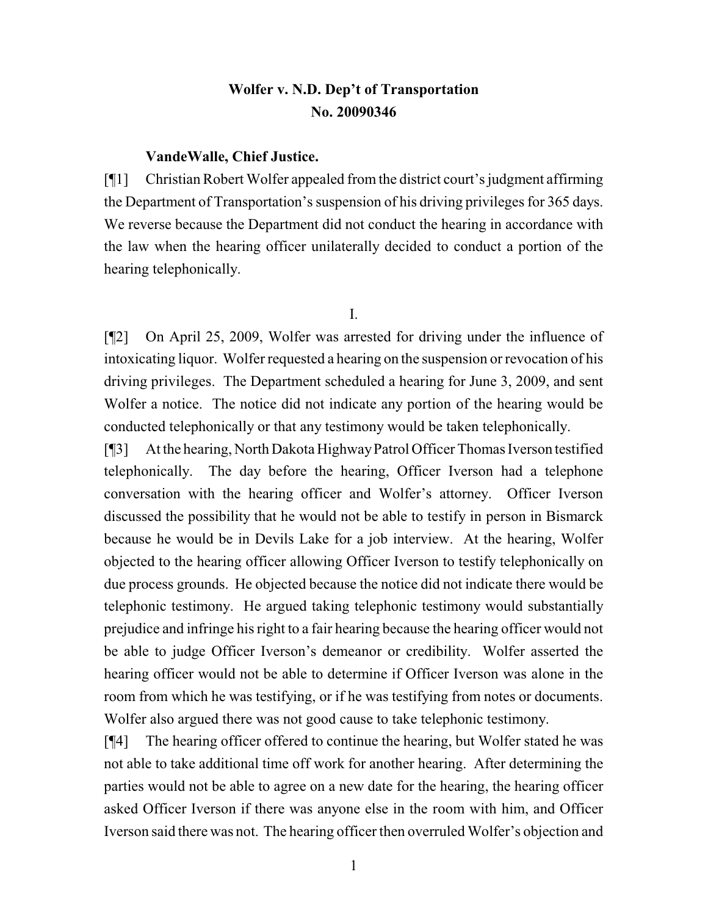**Wolfer v. N.D. Dep't of Transportation**
**No. 20090346**

**VandeWalle, Chief Justice.**

[¶1] Christian Robert Wolfer appealed from the district court's judgment affirming the Department of Transportation's suspension of his driving privileges for 365 days. We reverse because the Department did not conduct the hearing in accordance with the law when the hearing officer unilaterally decided to conduct a portion of the hearing telephonically.

I.

[¶2] On April 25, 2009, Wolfer was arrested for driving under the influence of intoxicating liquor. Wolfer requested a hearing on the suspension or revocation of his driving privileges. The Department scheduled a hearing for June 3, 2009, and sent Wolfer a notice. The notice did not indicate any portion of the hearing would be conducted telephonically or that any testimony would be taken telephonically.

[¶3] At the hearing, North Dakota Highway Patrol Officer Thomas Iverson testified telephonically. The day before the hearing, Officer Iverson had a telephone conversation with the hearing officer and Wolfer's attorney. Officer Iverson discussed the possibility that he would not be able to testify in person in Bismarck because he would be in Devils Lake for a job interview. At the hearing, Wolfer objected to the hearing officer allowing Officer Iverson to testify telephonically on due process grounds. He objected because the notice did not indicate there would be telephonic testimony. He argued taking telephonic testimony would substantially prejudice and infringe his right to a fair hearing because the hearing officer would not be able to judge Officer Iverson's demeanor or credibility. Wolfer asserted the hearing officer would not be able to determine if Officer Iverson was alone in the room from which he was testifying, or if he was testifying from notes or documents. Wolfer also argued there was not good cause to take telephonic testimony.

[¶4] The hearing officer offered to continue the hearing, but Wolfer stated he was not able to take additional time off work for another hearing. After determining the parties would not be able to agree on a new date for the hearing, the hearing officer asked Officer Iverson if there was anyone else in the room with him, and Officer Iverson said there was not. The hearing officer then overruled Wolfer's objection and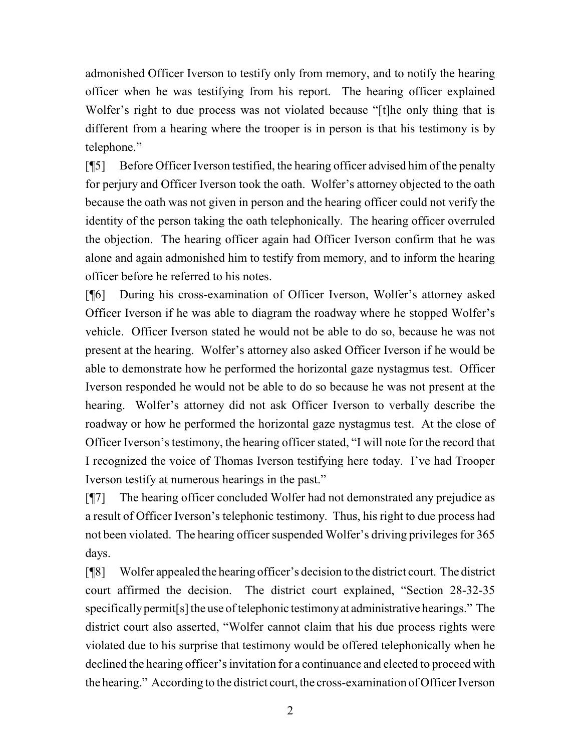admonished Officer Iverson to testify only from memory, and to notify the hearing officer when he was testifying from his report. The hearing officer explained Wolfer's right to due process was not violated because "[t]he only thing that is different from a hearing where the trooper is in person is that his testimony is by telephone."

[¶5] Before Officer Iverson testified, the hearing officer advised him of the penalty for perjury and Officer Iverson took the oath. Wolfer's attorney objected to the oath because the oath was not given in person and the hearing officer could not verify the identity of the person taking the oath telephonically. The hearing officer overruled the objection. The hearing officer again had Officer Iverson confirm that he was alone and again admonished him to testify from memory, and to inform the hearing officer before he referred to his notes.

[¶6] During his cross-examination of Officer Iverson, Wolfer's attorney asked Officer Iverson if he was able to diagram the roadway where he stopped Wolfer's vehicle. Officer Iverson stated he would not be able to do so, because he was not present at the hearing. Wolfer's attorney also asked Officer Iverson if he would be able to demonstrate how he performed the horizontal gaze nystagmus test. Officer Iverson responded he would not be able to do so because he was not present at the hearing. Wolfer's attorney did not ask Officer Iverson to verbally describe the roadway or how he performed the horizontal gaze nystagmus test. At the close of Officer Iverson's testimony, the hearing officer stated, "I will note for the record that I recognized the voice of Thomas Iverson testifying here today. I've had Trooper Iverson testify at numerous hearings in the past."

[¶7] The hearing officer concluded Wolfer had not demonstrated any prejudice as a result of Officer Iverson's telephonic testimony. Thus, his right to due process had not been violated. The hearing officer suspended Wolfer's driving privileges for 365 days.

[¶8] Wolfer appealed the hearing officer's decision to the district court. The district court affirmed the decision. The district court explained, "Section 28-32-35 specifically permit[s] the use of telephonic testimony at administrative hearings." The district court also asserted, "Wolfer cannot claim that his due process rights were violated due to his surprise that testimony would be offered telephonically when he declined the hearing officer's invitation for a continuance and elected to proceed with the hearing." According to the district court, the cross-examination of Officer Iverson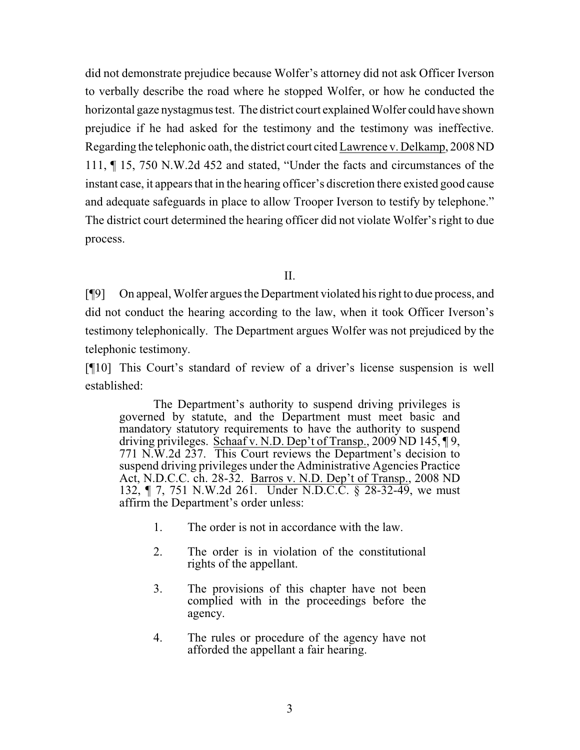did not demonstrate prejudice because Wolfer's attorney did not ask Officer Iverson to verbally describe the road where he stopped Wolfer, or how he conducted the horizontal gaze nystagmus test. The district court explained Wolfer could have shown prejudice if he had asked for the testimony and the testimony was ineffective. Regarding the telephonic oath, the district court cited Lawrence v. Delkamp, 2008 ND 111, ¶ 15, 750 N.W.2d 452 and stated, "Under the facts and circumstances of the instant case, it appears that in the hearing officer's discretion there existed good cause and adequate safeguards in place to allow Trooper Iverson to testify by telephone." The district court determined the hearing officer did not violate Wolfer's right to due process.

## II.

[¶9] On appeal, Wolfer argues the Department violated his right to due process, and did not conduct the hearing according to the law, when it took Officer Iverson's testimony telephonically. The Department argues Wolfer was not prejudiced by the telephonic testimony.

[¶10] This Court's standard of review of a driver's license suspension is well established:

> The Department's authority to suspend driving privileges is governed by statute, and the Department must meet basic and mandatory statutory requirements to have the authority to suspend driving privileges. Schaaf v. N.D. Dep't of Transp., 2009 ND 145, ¶ 9, 771 N.W.2d 237. This Court reviews the Department's decision to suspend driving privileges under the Administrative Agencies Practice Act, N.D.C.C. ch. 28-32. Barros v. N.D. Dep't of Transp., 2008 ND 132, ¶ 7, 751 N.W.2d 261. Under N.D.C.C. § 28-32-49, we must affirm the Department's order unless:
>
> 1. The order is not in accordance with the law.
>
> 2. The order is in violation of the constitutional rights of the appellant.
>
> 3. The provisions of this chapter have not been complied with in the proceedings before the agency.
>
> 4. The rules or procedure of the agency have not afforded the appellant a fair hearing.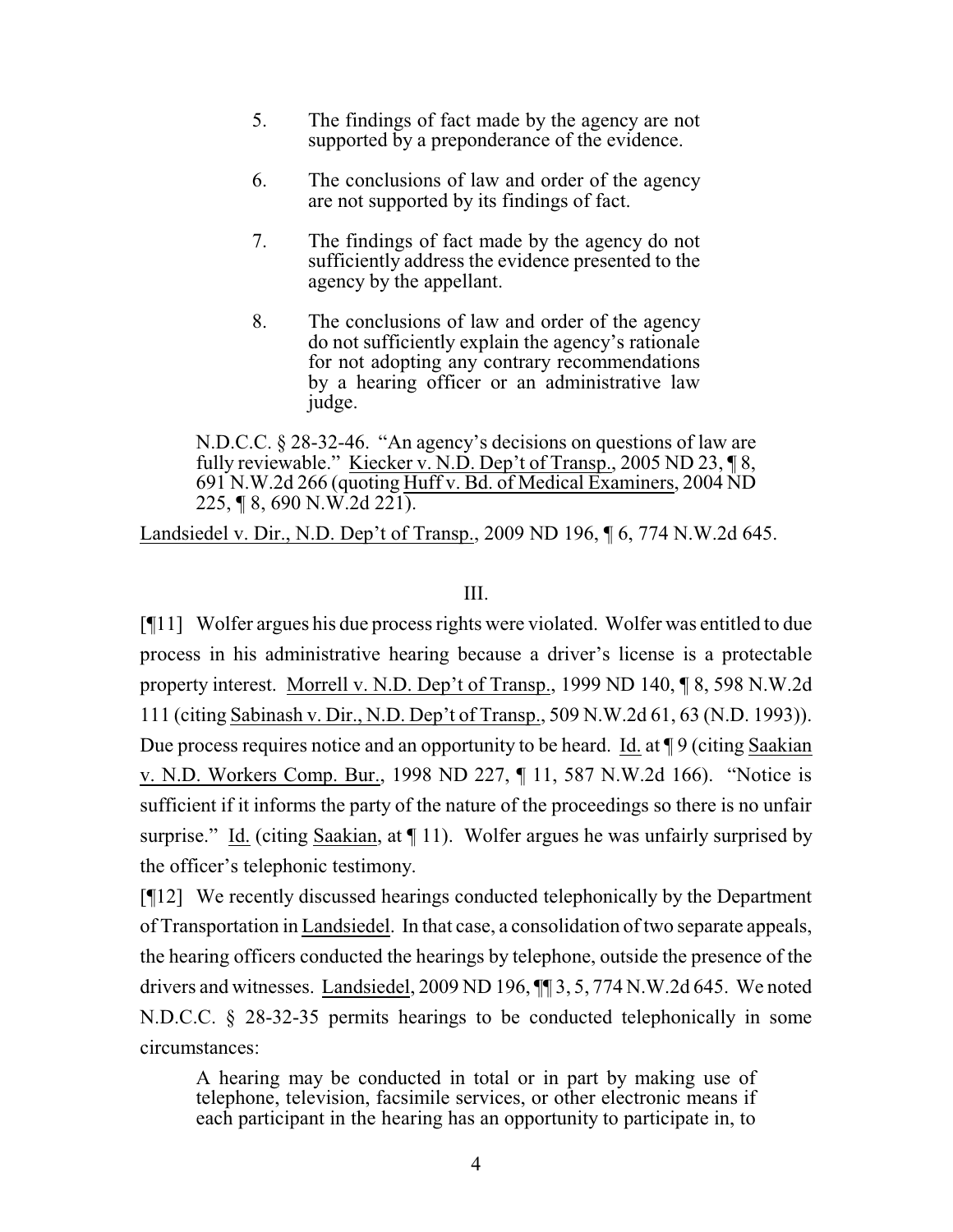5. The findings of fact made by the agency are not supported by a preponderance of the evidence.

6. The conclusions of law and order of the agency are not supported by its findings of fact.

7. The findings of fact made by the agency do not sufficiently address the evidence presented to the agency by the appellant.

8. The conclusions of law and order of the agency do not sufficiently explain the agency's rationale for not adopting any contrary recommendations by a hearing officer or an administrative law judge.

> N.D.C.C. § 28-32-46. "An agency's decisions on questions of law are fully reviewable." Kiecker v. N.D. Dep't of Transp., 2005 ND 23, ¶ 8, 691 N.W.2d 266 (quoting Huff v. Bd. of Medical Examiners, 2004 ND 225, ¶ 8, 690 N.W.2d 221).

Landsiedel v. Dir., N.D. Dep't of Transp., 2009 ND 196, ¶ 6, 774 N.W.2d 645.

III.

[¶11] Wolfer argues his due process rights were violated. Wolfer was entitled to due process in his administrative hearing because a driver's license is a protectable property interest. Morrell v. N.D. Dep't of Transp., 1999 ND 140, ¶ 8, 598 N.W.2d 111 (citing Sabinash v. Dir., N.D. Dep't of Transp., 509 N.W.2d 61, 63 (N.D. 1993)). Due process requires notice and an opportunity to be heard. Id. at ¶ 9 (citing Saakian v. N.D. Workers Comp. Bur., 1998 ND 227, ¶ 11, 587 N.W.2d 166). "Notice is sufficient if it informs the party of the nature of the proceedings so there is no unfair surprise." Id. (citing Saakian, at ¶ 11). Wolfer argues he was unfairly surprised by the officer's telephonic testimony.

[¶12] We recently discussed hearings conducted telephonically by the Department of Transportation in Landsiedel. In that case, a consolidation of two separate appeals, the hearing officers conducted the hearings by telephone, outside the presence of the drivers and witnesses. Landsiedel, 2009 ND 196, ¶¶ 3, 5, 774 N.W.2d 645. We noted N.D.C.C. § 28-32-35 permits hearings to be conducted telephonically in some circumstances:

> A hearing may be conducted in total or in part by making use of telephone, television, facsimile services, or other electronic means if each participant in the hearing has an opportunity to participate in, to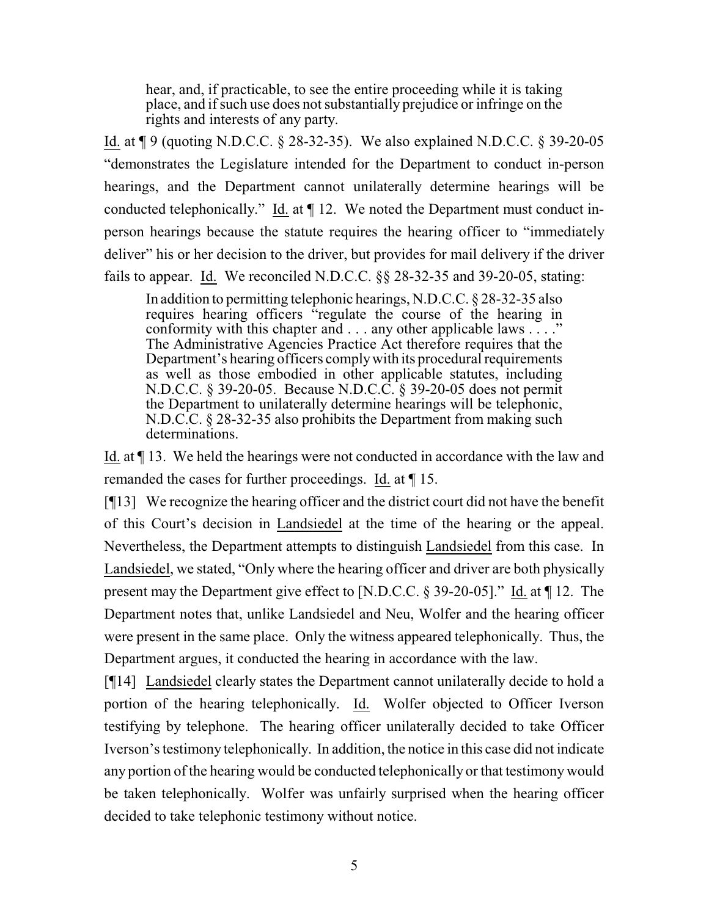> hear, and, if practicable, to see the entire proceeding while it is taking place, and if such use does not substantially prejudice or infringe on the rights and interests of any party.

Id. at ¶ 9 (quoting N.D.C.C. § 28-32-35). We also explained N.D.C.C. § 39-20-05 "demonstrates the Legislature intended for the Department to conduct in-person hearings, and the Department cannot unilaterally determine hearings will be conducted telephonically." Id. at ¶ 12. We noted the Department must conduct in-person hearings because the statute requires the hearing officer to "immediately deliver" his or her decision to the driver, but provides for mail delivery if the driver fails to appear. Id. We reconciled N.D.C.C. §§ 28-32-35 and 39-20-05, stating:

> In addition to permitting telephonic hearings, N.D.C.C. § 28-32-35 also requires hearing officers "regulate the course of the hearing in conformity with this chapter and . . . any other applicable laws . . . ." The Administrative Agencies Practice Act therefore requires that the Department's hearing officers comply with its procedural requirements as well as those embodied in other applicable statutes, including N.D.C.C. § 39-20-05. Because N.D.C.C. § 39-20-05 does not permit the Department to unilaterally determine hearings will be telephonic, N.D.C.C. § 28-32-35 also prohibits the Department from making such determinations.

Id. at ¶ 13. We held the hearings were not conducted in accordance with the law and remanded the cases for further proceedings. Id. at ¶ 15.

[¶13] We recognize the hearing officer and the district court did not have the benefit of this Court's decision in Landsiedel at the time of the hearing or the appeal. Nevertheless, the Department attempts to distinguish Landsiedel from this case. In Landsiedel, we stated, "Only where the hearing officer and driver are both physically present may the Department give effect to [N.D.C.C. § 39-20-05]." Id. at ¶ 12. The Department notes that, unlike Landsiedel and Neu, Wolfer and the hearing officer were present in the same place. Only the witness appeared telephonically. Thus, the Department argues, it conducted the hearing in accordance with the law.

[¶14] Landsiedel clearly states the Department cannot unilaterally decide to hold a portion of the hearing telephonically. Id. Wolfer objected to Officer Iverson testifying by telephone. The hearing officer unilaterally decided to take Officer Iverson's testimony telephonically. In addition, the notice in this case did not indicate any portion of the hearing would be conducted telephonically or that testimony would be taken telephonically. Wolfer was unfairly surprised when the hearing officer decided to take telephonic testimony without notice.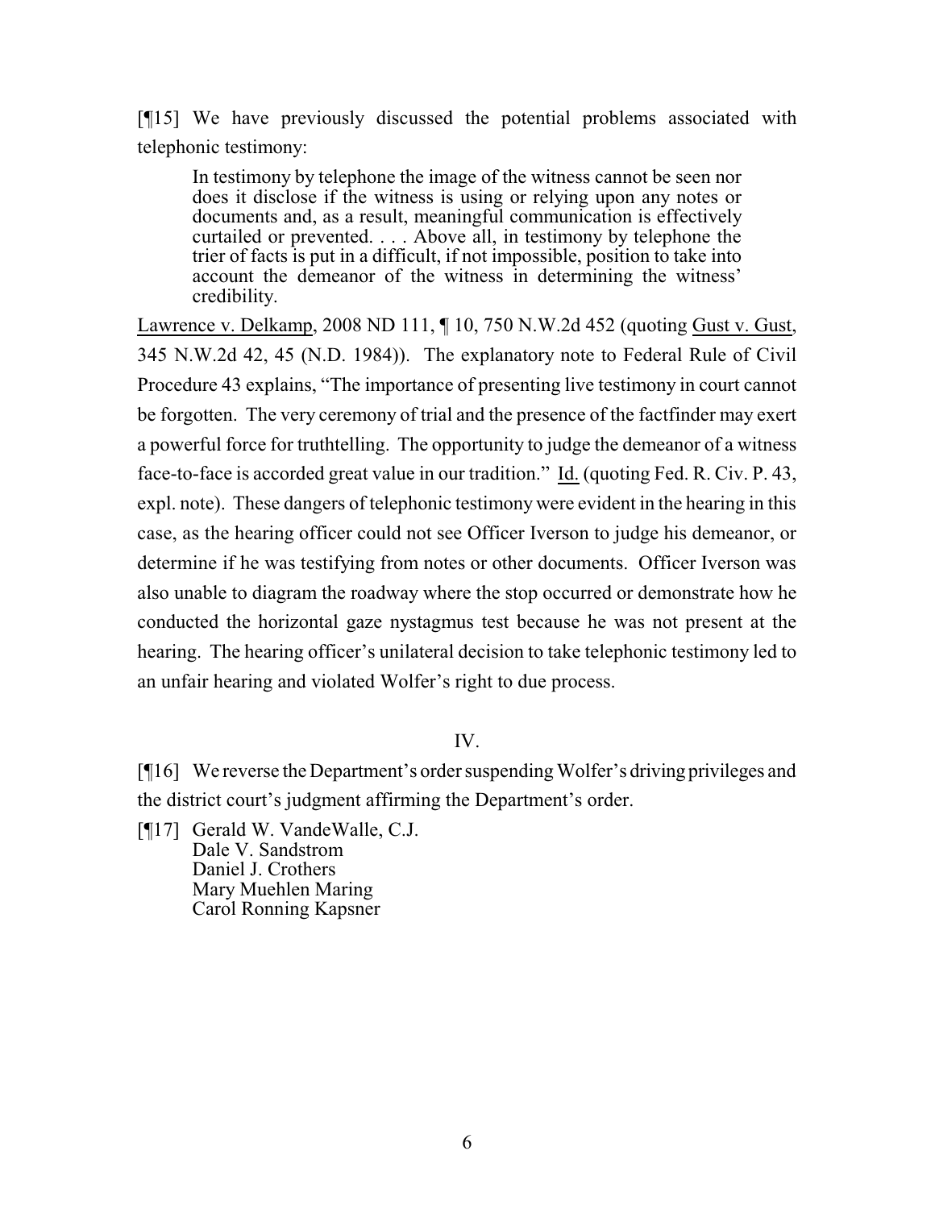[¶15] We have previously discussed the potential problems associated with telephonic testimony:

> In testimony by telephone the image of the witness cannot be seen nor does it disclose if the witness is using or relying upon any notes or documents and, as a result, meaningful communication is effectively curtailed or prevented. . . . Above all, in testimony by telephone the trier of facts is put in a difficult, if not impossible, position to take into account the demeanor of the witness in determining the witness' credibility.

Lawrence v. Delkamp, 2008 ND 111, ¶ 10, 750 N.W.2d 452 (quoting Gust v. Gust, 345 N.W.2d 42, 45 (N.D. 1984)). The explanatory note to Federal Rule of Civil Procedure 43 explains, "The importance of presenting live testimony in court cannot be forgotten. The very ceremony of trial and the presence of the factfinder may exert a powerful force for truthtelling. The opportunity to judge the demeanor of a witness face-to-face is accorded great value in our tradition." Id. (quoting Fed. R. Civ. P. 43, expl. note). These dangers of telephonic testimony were evident in the hearing in this case, as the hearing officer could not see Officer Iverson to judge his demeanor, or determine if he was testifying from notes or other documents. Officer Iverson was also unable to diagram the roadway where the stop occurred or demonstrate how he conducted the horizontal gaze nystagmus test because he was not present at the hearing. The hearing officer's unilateral decision to take telephonic testimony led to an unfair hearing and violated Wolfer's right to due process.

## IV.

[¶16] We reverse the Department's order suspending Wolfer's driving privileges and the district court's judgment affirming the Department's order.

[¶17] Gerald W. VandeWalle, C.J.
Dale V. Sandstrom
Daniel J. Crothers
Mary Muehlen Maring
Carol Ronning Kapsner